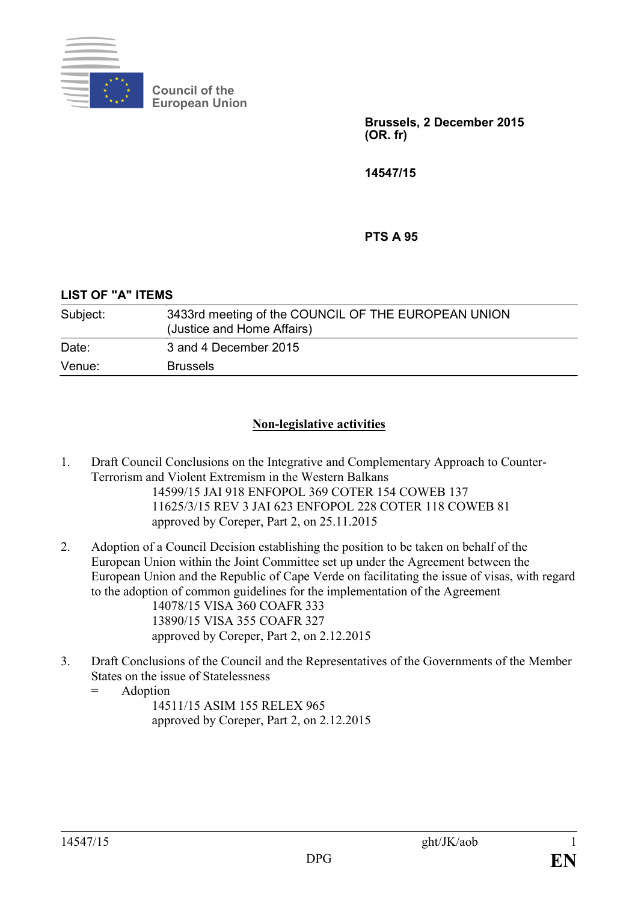Council of the European Union

**Brussels, 2 December 2015**
**(OR. fr)**

**14547/15**

**PTS A 95**

**LIST OF "A" ITEMS**

| Subject: | 3433rd meeting of the COUNCIL OF THE EUROPEAN UNION (Justice and Home Affairs) |
|---|---|
| Date: | 3 and 4 December 2015 |
| Venue: | Brussels |

## Non-legislative activities

1. Draft Council Conclusions on the Integrative and Complementary Approach to Counter-Terrorism and Violent Extremism in the Western Balkans
   14599/15 JAI 918 ENFOPOL 369 COTER 154 COWEB 137
   11625/3/15 REV 3 JAI 623 ENFOPOL 228 COTER 118 COWEB 81
   approved by Coreper, Part 2, on 25.11.2015

2. Adoption of a Council Decision establishing the position to be taken on behalf of the European Union within the Joint Committee set up under the Agreement between the European Union and the Republic of Cape Verde on facilitating the issue of visas, with regard to the adoption of common guidelines for the implementation of the Agreement
   14078/15 VISA 360 COAFR 333
   13890/15 VISA 355 COAFR 327
   approved by Coreper, Part 2, on 2.12.2015

3. Draft Conclusions of the Council and the Representatives of the Governments of the Member States on the issue of Statelessness
   = Adoption
   14511/15 ASIM 155 RELEX 965
   approved by Coreper, Part 2, on 2.12.2015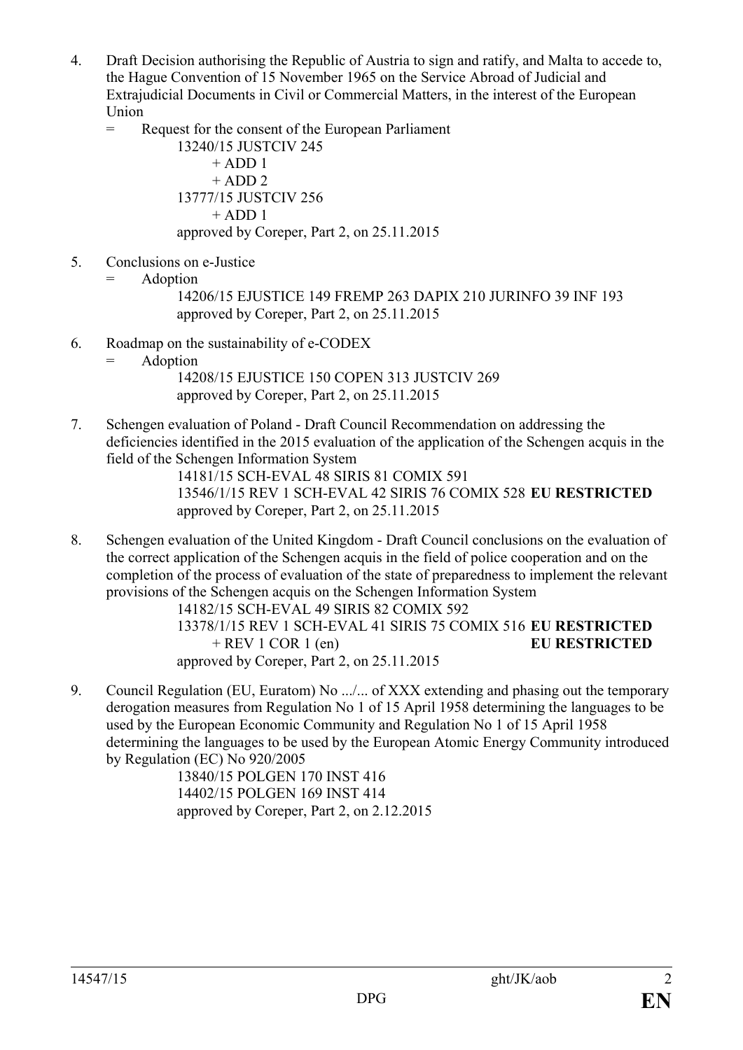4. Draft Decision authorising the Republic of Austria to sign and ratify, and Malta to accede to, the Hague Convention of 15 November 1965 on the Service Abroad of Judicial and Extrajudicial Documents in Civil or Commercial Matters, in the interest of the European Union

   = Request for the consent of the European Parliament

   13240/15 JUSTCIV 245
   + ADD 1
   + ADD 2
   13777/15 JUSTCIV 256
   + ADD 1
   approved by Coreper, Part 2, on 25.11.2015

5. Conclusions on e-Justice

   = Adoption

   14206/15 EJUSTICE 149 FREMP 263 DAPIX 210 JURINFO 39 INF 193
   approved by Coreper, Part 2, on 25.11.2015

6. Roadmap on the sustainability of e-CODEX

   = Adoption

   14208/15 EJUSTICE 150 COPEN 313 JUSTCIV 269
   approved by Coreper, Part 2, on 25.11.2015

7. Schengen evaluation of Poland - Draft Council Recommendation on addressing the deficiencies identified in the 2015 evaluation of the application of the Schengen acquis in the field of the Schengen Information System

   14181/15 SCH-EVAL 48 SIRIS 81 COMIX 591
   13546/1/15 REV 1 SCH-EVAL 42 SIRIS 76 COMIX 528 **EU RESTRICTED**
   approved by Coreper, Part 2, on 25.11.2015

8. Schengen evaluation of the United Kingdom - Draft Council conclusions on the evaluation of the correct application of the Schengen acquis in the field of police cooperation and on the completion of the process of evaluation of the state of preparedness to implement the relevant provisions of the Schengen acquis on the Schengen Information System

   14182/15 SCH-EVAL 49 SIRIS 82 COMIX 592
   13378/1/15 REV 1 SCH-EVAL 41 SIRIS 75 COMIX 516 **EU RESTRICTED**
   + REV 1 COR 1 (en) **EU RESTRICTED**
   approved by Coreper, Part 2, on 25.11.2015

9. Council Regulation (EU, Euratom) No .../... of XXX extending and phasing out the temporary derogation measures from Regulation No 1 of 15 April 1958 determining the languages to be used by the European Economic Community and Regulation No 1 of 15 April 1958 determining the languages to be used by the European Atomic Energy Community introduced by Regulation (EC) No 920/2005

   13840/15 POLGEN 170 INST 416
   14402/15 POLGEN 169 INST 414
   approved by Coreper, Part 2, on 2.12.2015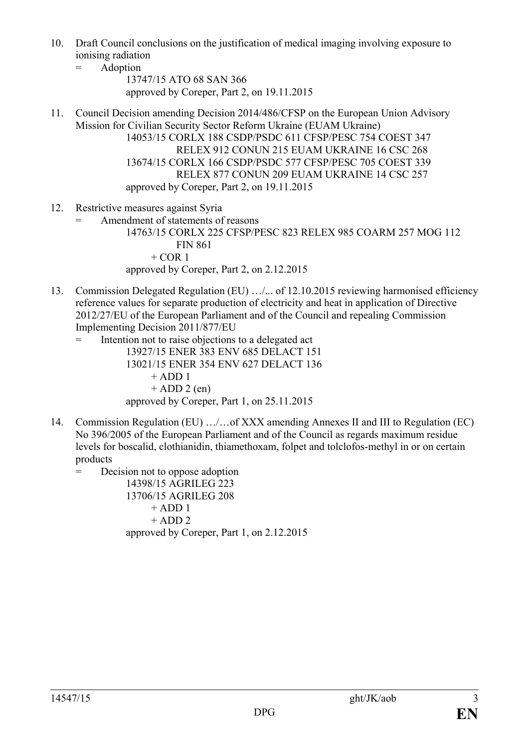10. Draft Council conclusions on the justification of medical imaging involving exposure to ionising radiation

    = Adoption

    13747/15 ATO 68 SAN 366
    approved by Coreper, Part 2, on 19.11.2015

11. Council Decision amending Decision 2014/486/CFSP on the European Union Advisory Mission for Civilian Security Sector Reform Ukraine (EUAM Ukraine)

    14053/15 CORLX 188 CSDP/PSDC 611 CFSP/PESC 754 COEST 347 RELEX 912 CONUN 215 EUAM UKRAINE 16 CSC 268
    13674/15 CORLX 166 CSDP/PSDC 577 CFSP/PESC 705 COEST 339 RELEX 877 CONUN 209 EUAM UKRAINE 14 CSC 257
    approved by Coreper, Part 2, on 19.11.2015

12. Restrictive measures against Syria

    = Amendment of statements of reasons

    14763/15 CORLX 225 CFSP/PESC 823 RELEX 985 COARM 257 MOG 112 FIN 861
    + COR 1
    approved by Coreper, Part 2, on 2.12.2015

13. Commission Delegated Regulation (EU) …/... of 12.10.2015 reviewing harmonised efficiency reference values for separate production of electricity and heat in application of Directive 2012/27/EU of the European Parliament and of the Council and repealing Commission Implementing Decision 2011/877/EU

    = Intention not to raise objections to a delegated act

    13927/15 ENER 383 ENV 685 DELACT 151
    13021/15 ENER 354 ENV 627 DELACT 136
    + ADD 1
    + ADD 2 (en)
    approved by Coreper, Part 1, on 25.11.2015

14. Commission Regulation (EU) …/…of XXX amending Annexes II and III to Regulation (EC) No 396/2005 of the European Parliament and of the Council as regards maximum residue levels for boscalid, clothianidin, thiamethoxam, folpet and tolclofos-methyl in or on certain products

    = Decision not to oppose adoption

    14398/15 AGRILEG 223
    13706/15 AGRILEG 208
    + ADD 1
    + ADD 2
    approved by Coreper, Part 1, on 2.12.2015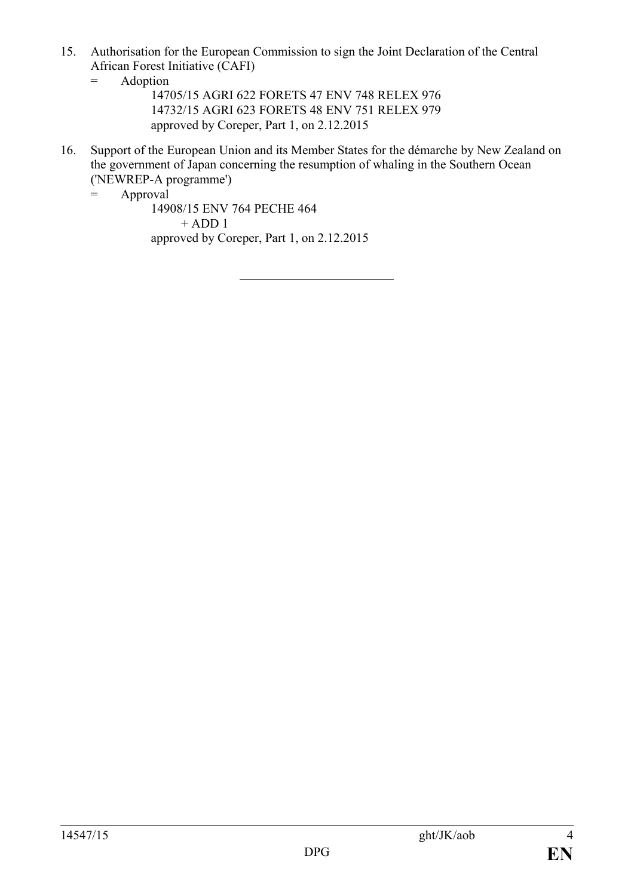15. Authorisation for the European Commission to sign the Joint Declaration of the Central African Forest Initiative (CAFI)
    = Adoption
        14705/15 AGRI 622 FORETS 47 ENV 748 RELEX 976
        14732/15 AGRI 623 FORETS 48 ENV 751 RELEX 979
        approved by Coreper, Part 1, on 2.12.2015

16. Support of the European Union and its Member States for the démarche by New Zealand on the government of Japan concerning the resumption of whaling in the Southern Ocean ('NEWREP-A programme')
    = Approval
        14908/15 ENV 764 PECHE 464
        + ADD 1
        approved by Coreper, Part 1, on 2.12.2015

---